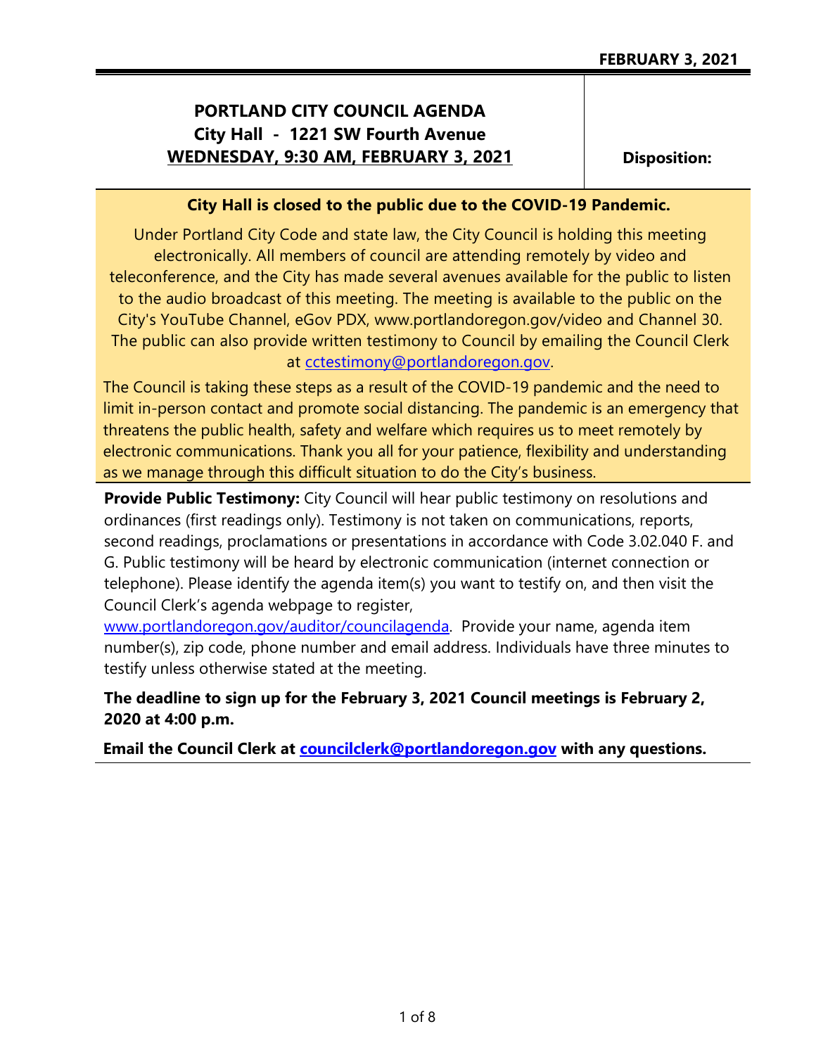# PORTLAND CITY COUNCIL AGENDA

**City Hall - 1221 SW Fourth Avenue**

**WEDNESDAY, 9:30 AM, FEBRUARY 3, 2021**

**Disposition:**

**City Hall is closed to the public due to the COVID-19 Pandemic.**

Under Portland City Code and state law, the City Council is holding this meeting electronically. All members of council are attending remotely by video and teleconference, and the City has made several avenues available for the public to listen to the audio broadcast of this meeting. The meeting is available to the public on the City's YouTube Channel, eGov PDX, www.portlandoregon.gov/video and Channel 30. The public can also provide written testimony to Council by emailing the Council Clerk at cctestimony@portlandoregon.gov.

The Council is taking these steps as a result of the COVID-19 pandemic and the need to limit in-person contact and promote social distancing. The pandemic is an emergency that threatens the public health, safety and welfare which requires us to meet remotely by electronic communications. Thank you all for your patience, flexibility and understanding as we manage through this difficult situation to do the City's business.

**Provide Public Testimony:** City Council will hear public testimony on resolutions and ordinances (first readings only). Testimony is not taken on communications, reports, second readings, proclamations or presentations in accordance with Code 3.02.040 F. and G. Public testimony will be heard by electronic communication (internet connection or telephone). Please identify the agenda item(s) you want to testify on, and then visit the Council Clerk's agenda webpage to register, www.portlandoregon.gov/auditor/councilagenda. Provide your name, agenda item number(s), zip code, phone number and email address. Individuals have three minutes to testify unless otherwise stated at the meeting.

**The deadline to sign up for the February 3, 2021 Council meetings is February 2, 2020 at 4:00 p.m.**

**Email the Council Clerk at councilclerk@portlandoregon.gov with any questions.**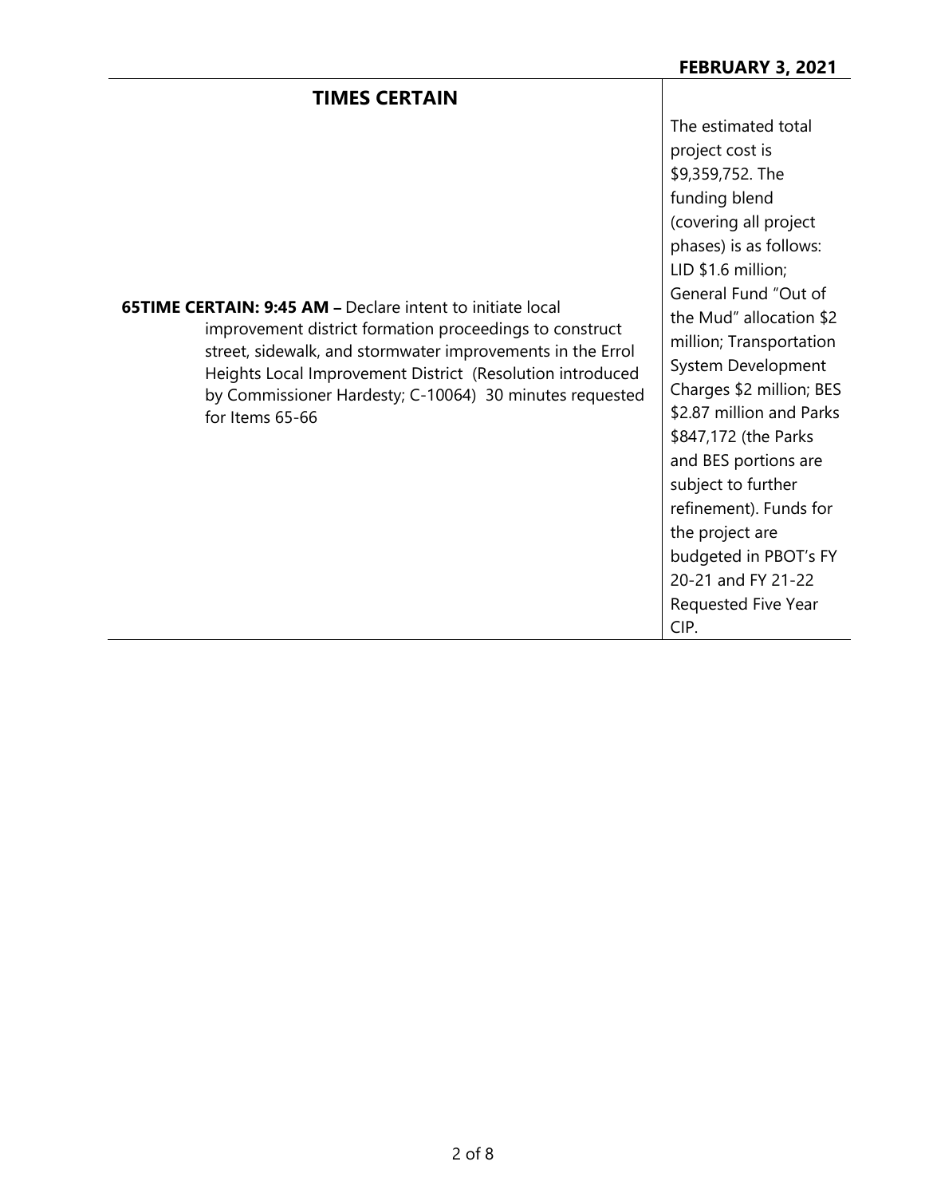## TIMES CERTAIN

| | |
|---|---|
| **65TIME CERTAIN: 9:45 AM –** Declare intent to initiate local improvement district formation proceedings to construct street, sidewalk, and stormwater improvements in the Errol Heights Local Improvement District (Resolution introduced by Commissioner Hardesty; C-10064) 30 minutes requested for Items 65-66 | The estimated total project cost is $9,359,752. The funding blend (covering all project phases) is as follows: LID $1.6 million; General Fund "Out of the Mud" allocation $2 million; Transportation System Development Charges $2 million; BES $2.87 million and Parks $847,172 (the Parks and BES portions are subject to further refinement). Funds for the project are budgeted in PBOT's FY 20-21 and FY 21-22 Requested Five Year CIP. |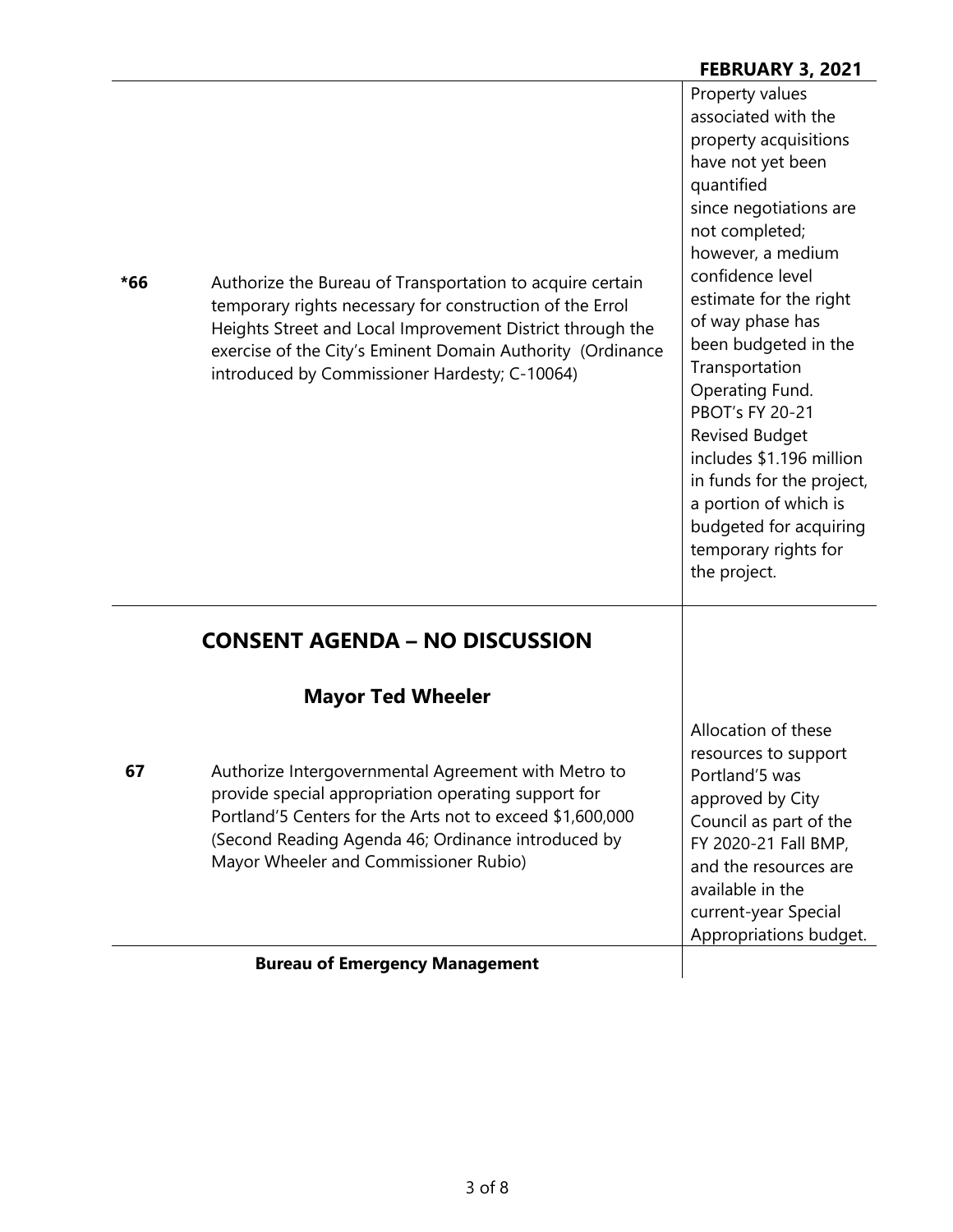| | | |
|---|---|---|
| *66 | Authorize the Bureau of Transportation to acquire certain temporary rights necessary for construction of the Errol Heights Street and Local Improvement District through the exercise of the City's Eminent Domain Authority (Ordinance introduced by Commissioner Hardesty; C-10064) | Property values associated with the property acquisitions have not yet been quantified since negotiations are not completed; however, a medium confidence level estimate for the right of way phase has been budgeted in the Transportation Operating Fund. PBOT's FY 20-21 Revised Budget includes $1.196 million in funds for the project, a portion of which is budgeted for acquiring temporary rights for the project. |

## CONSENT AGENDA – NO DISCUSSION

### Mayor Ted Wheeler

| | | |
|---|---|---|
| 67 | Authorize Intergovernmental Agreement with Metro to provide special appropriation operating support for Portland'5 Centers for the Arts not to exceed $1,600,000 (Second Reading Agenda 46; Ordinance introduced by Mayor Wheeler and Commissioner Rubio) | Allocation of these resources to support Portland'5 was approved by City Council as part of the FY 2020-21 Fall BMP, and the resources are available in the current-year Special Appropriations budget. |

**Bureau of Emergency Management**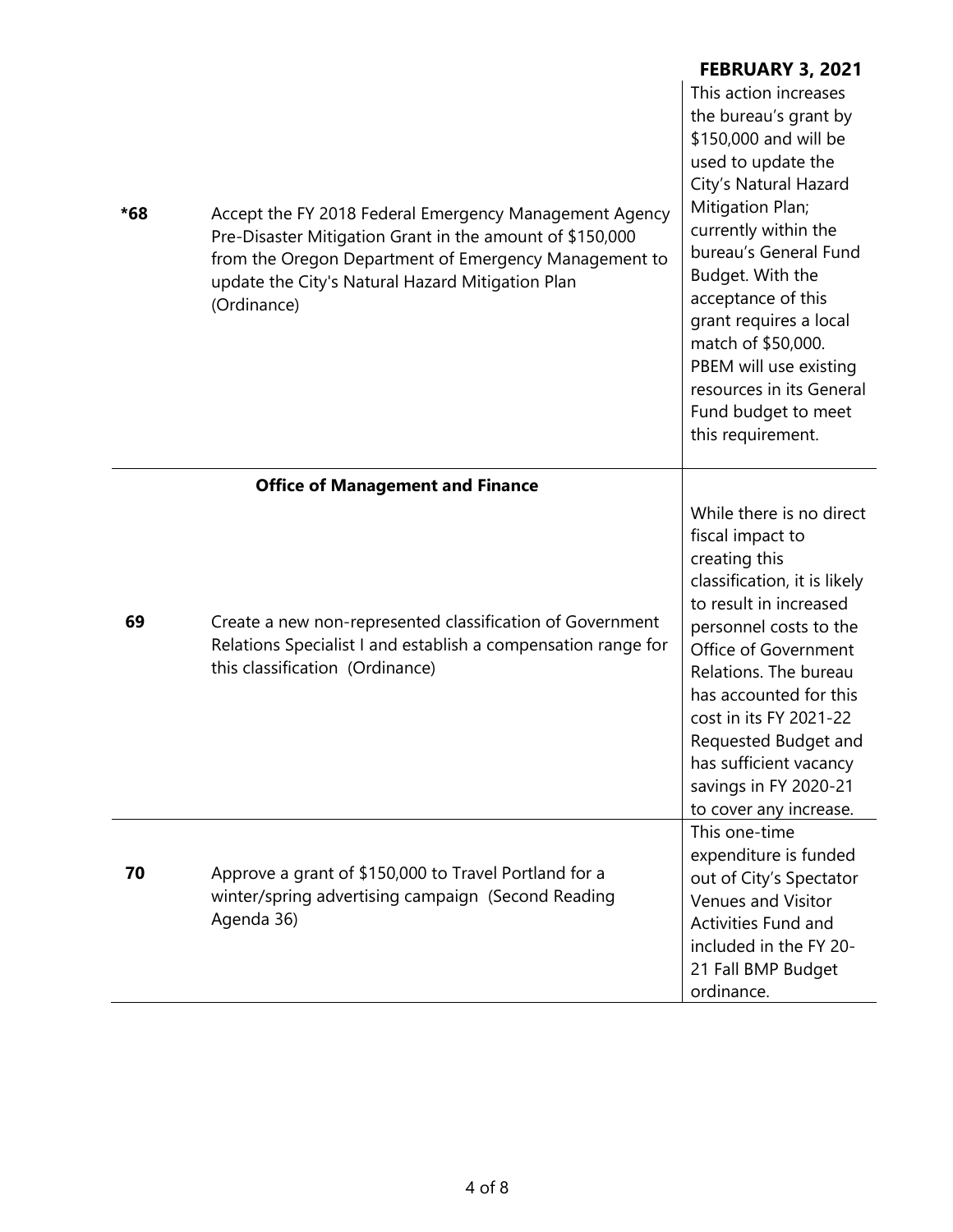**FEBRUARY 3, 2021**

| | | |
|---|---|---|
| **\*68** | Accept the FY 2018 Federal Emergency Management Agency Pre-Disaster Mitigation Grant in the amount of $150,000 from the Oregon Department of Emergency Management to update the City's Natural Hazard Mitigation Plan (Ordinance) | This action increases the bureau's grant by $150,000 and will be used to update the City's Natural Hazard Mitigation Plan; currently within the bureau's General Fund Budget. With the acceptance of this grant requires a local match of $50,000. PBEM will use existing resources in its General Fund budget to meet this requirement. |
| | **Office of Management and Finance** | |
| **69** | Create a new non-represented classification of Government Relations Specialist I and establish a compensation range for this classification (Ordinance) | While there is no direct fiscal impact to creating this classification, it is likely to result in increased personnel costs to the Office of Government Relations. The bureau has accounted for this cost in its FY 2021-22 Requested Budget and has sufficient vacancy savings in FY 2020-21 to cover any increase. |
| **70** | Approve a grant of $150,000 to Travel Portland for a winter/spring advertising campaign (Second Reading Agenda 36) | This one-time expenditure is funded out of City's Spectator Venues and Visitor Activities Fund and included in the FY 20-21 Fall BMP Budget ordinance. |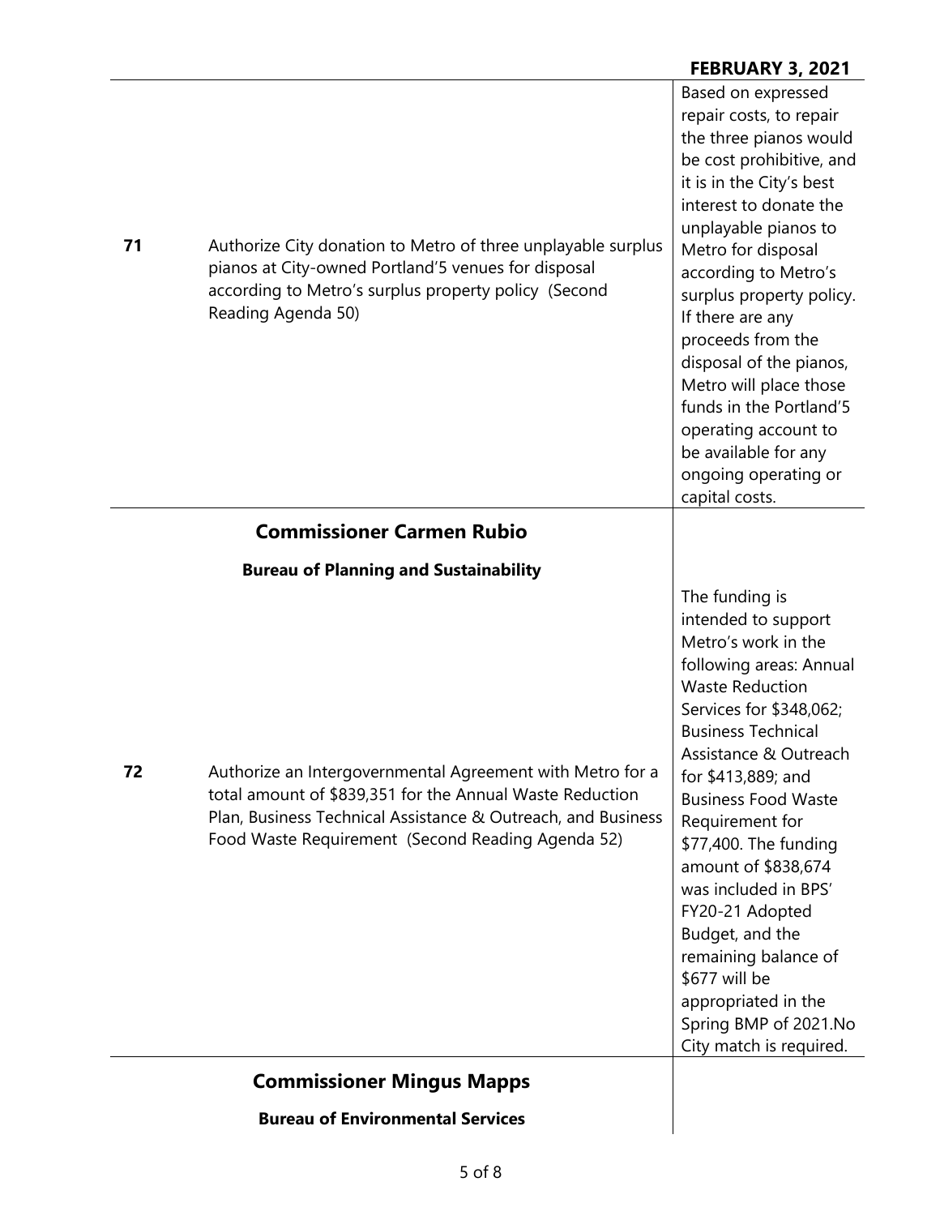| | | |
|---|---|---|
| **71** | Authorize City donation to Metro of three unplayable surplus pianos at City-owned Portland'5 venues for disposal according to Metro's surplus property policy (Second Reading Agenda 50) | Based on expressed repair costs, to repair the three pianos would be cost prohibitive, and it is in the City's best interest to donate the unplayable pianos to Metro for disposal according to Metro's surplus property policy. If there are any proceeds from the disposal of the pianos, Metro will place those funds in the Portland'5 operating account to be available for any ongoing operating or capital costs. |

## Commissioner Carmen Rubio

### Bureau of Planning and Sustainability

| | | |
|---|---|---|
| **72** | Authorize an Intergovernmental Agreement with Metro for a total amount of $839,351 for the Annual Waste Reduction Plan, Business Technical Assistance & Outreach, and Business Food Waste Requirement (Second Reading Agenda 52) | The funding is intended to support Metro's work in the following areas: Annual Waste Reduction Services for $348,062; Business Technical Assistance & Outreach for $413,889; and Business Food Waste Requirement for $77,400. The funding amount of $838,674 was included in BPS' FY20-21 Adopted Budget, and the remaining balance of $677 will be appropriated in the Spring BMP of 2021.No City match is required. |

## Commissioner Mingus Mapps

### Bureau of Environmental Services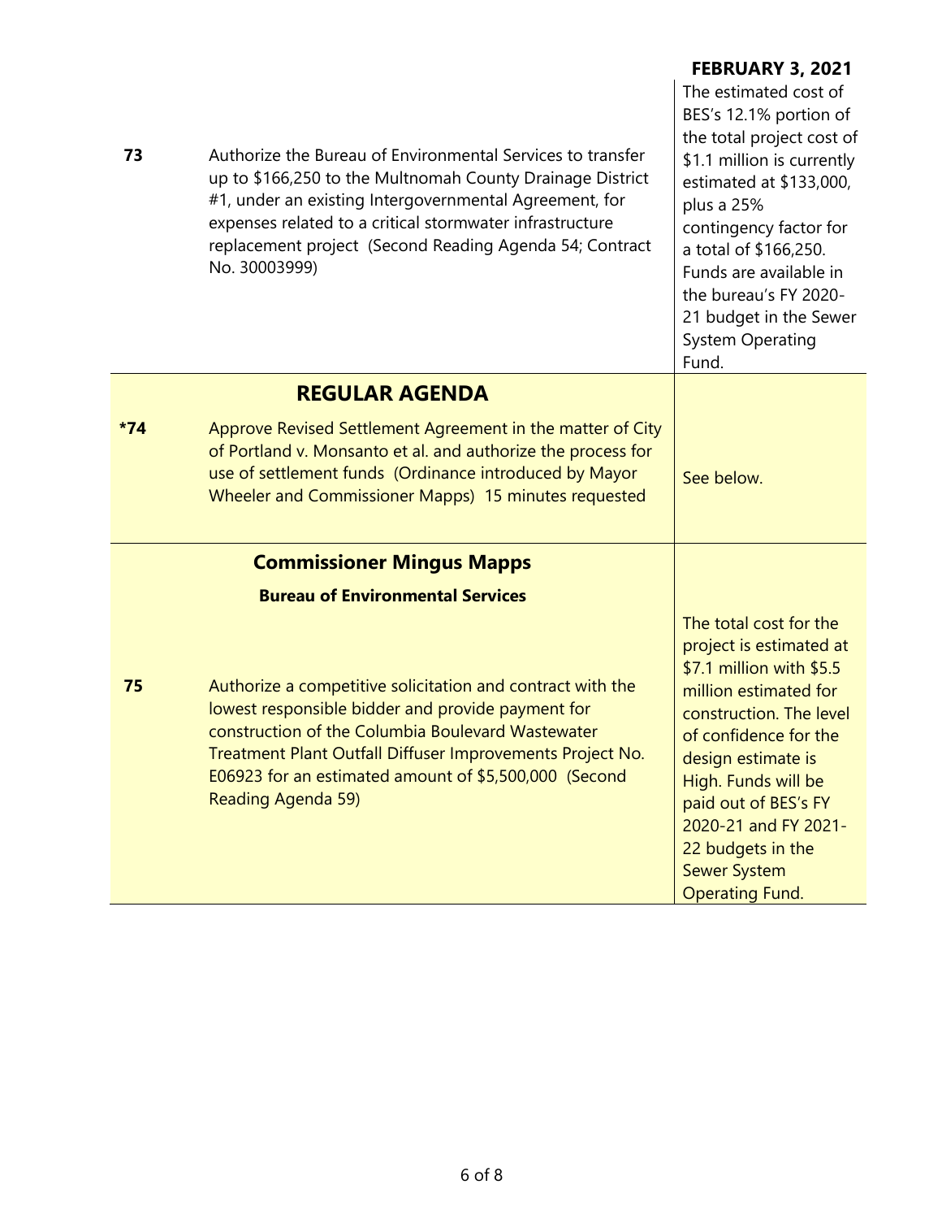**FEBRUARY 3, 2021**

| | | |
|---|---|---|
| **73** | Authorize the Bureau of Environmental Services to transfer up to $166,250 to the Multnomah County Drainage District #1, under an existing Intergovernmental Agreement, for expenses related to a critical stormwater infrastructure replacement project (Second Reading Agenda 54; Contract No. 30003999) | The estimated cost of BES's 12.1% portion of the total project cost of $1.1 million is currently estimated at $133,000, plus a 25% contingency factor for a total of $166,250. Funds are available in the bureau's FY 2020-21 budget in the Sewer System Operating Fund. |
| | **REGULAR AGENDA** | |
| ***74** | Approve Revised Settlement Agreement in the matter of City of Portland v. Monsanto et al. and authorize the process for use of settlement funds (Ordinance introduced by Mayor Wheeler and Commissioner Mapps) 15 minutes requested | See below. |
| | **Commissioner Mingus Mapps** | |
| | **Bureau of Environmental Services** | |
| **75** | Authorize a competitive solicitation and contract with the lowest responsible bidder and provide payment for construction of the Columbia Boulevard Wastewater Treatment Plant Outfall Diffuser Improvements Project No. E06923 for an estimated amount of $5,500,000 (Second Reading Agenda 59) | The total cost for the project is estimated at $7.1 million with $5.5 million estimated for construction. The level of confidence for the design estimate is High. Funds will be paid out of BES's FY 2020-21 and FY 2021-22 budgets in the Sewer System Operating Fund. |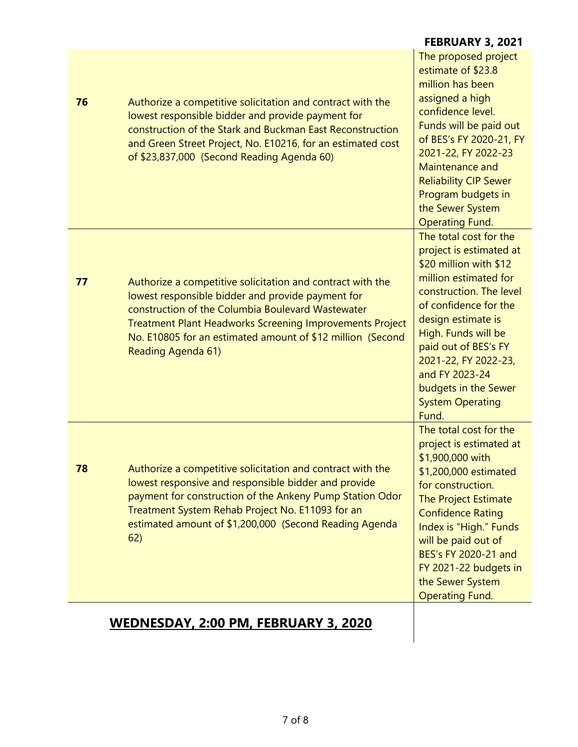**FEBRUARY 3, 2021**

| | | |
|---|---|---|
| **76** | Authorize a competitive solicitation and contract with the lowest responsible bidder and provide payment for construction of the Stark and Buckman East Reconstruction and Green Street Project, No. E10216, for an estimated cost of $23,837,000 (Second Reading Agenda 60) | The proposed project estimate of $23.8 million has been assigned a high confidence level. Funds will be paid out of BES's FY 2020-21, FY 2021-22, FY 2022-23 Maintenance and Reliability CIP Sewer Program budgets in the Sewer System Operating Fund. |
| **77** | Authorize a competitive solicitation and contract with the lowest responsible bidder and provide payment for construction of the Columbia Boulevard Wastewater Treatment Plant Headworks Screening Improvements Project No. E10805 for an estimated amount of $12 million (Second Reading Agenda 61) | The total cost for the project is estimated at $20 million with $12 million estimated for construction. The level of confidence for the design estimate is High. Funds will be paid out of BES's FY 2021-22, FY 2022-23, and FY 2023-24 budgets in the Sewer System Operating Fund. |
| **78** | Authorize a competitive solicitation and contract with the lowest responsive and responsible bidder and provide payment for construction of the Ankeny Pump Station Odor Treatment System Rehab Project No. E11093 for an estimated amount of $1,200,000 (Second Reading Agenda 62) | The total cost for the project is estimated at $1,900,000 with $1,200,000 estimated for construction. The Project Estimate Confidence Rating Index is "High." Funds will be paid out of BES's FY 2020-21 and FY 2021-22 budgets in the Sewer System Operating Fund. |

## WEDNESDAY, 2:00 PM, FEBRUARY 3, 2020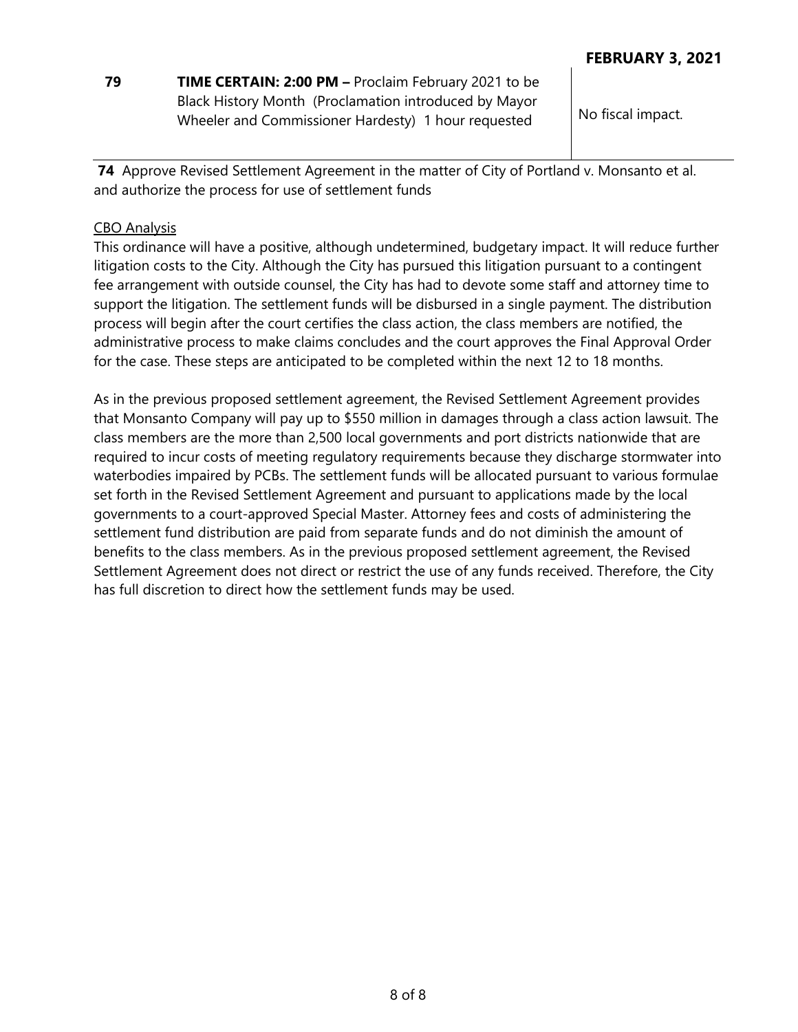**FEBRUARY 3, 2021**

| | | |
|---|---|---|
| **79** | **TIME CERTAIN: 2:00 PM –** Proclaim February 2021 to be Black History Month (Proclamation introduced by Mayor Wheeler and Commissioner Hardesty) 1 hour requested | No fiscal impact. |

**74** Approve Revised Settlement Agreement in the matter of City of Portland v. Monsanto et al. and authorize the process for use of settlement funds

CBO Analysis

This ordinance will have a positive, although undetermined, budgetary impact. It will reduce further litigation costs to the City. Although the City has pursued this litigation pursuant to a contingent fee arrangement with outside counsel, the City has had to devote some staff and attorney time to support the litigation. The settlement funds will be disbursed in a single payment. The distribution process will begin after the court certifies the class action, the class members are notified, the administrative process to make claims concludes and the court approves the Final Approval Order for the case. These steps are anticipated to be completed within the next 12 to 18 months.

As in the previous proposed settlement agreement, the Revised Settlement Agreement provides that Monsanto Company will pay up to $550 million in damages through a class action lawsuit. The class members are the more than 2,500 local governments and port districts nationwide that are required to incur costs of meeting regulatory requirements because they discharge stormwater into waterbodies impaired by PCBs. The settlement funds will be allocated pursuant to various formulae set forth in the Revised Settlement Agreement and pursuant to applications made by the local governments to a court-approved Special Master. Attorney fees and costs of administering the settlement fund distribution are paid from separate funds and do not diminish the amount of benefits to the class members. As in the previous proposed settlement agreement, the Revised Settlement Agreement does not direct or restrict the use of any funds received. Therefore, the City has full discretion to direct how the settlement funds may be used.